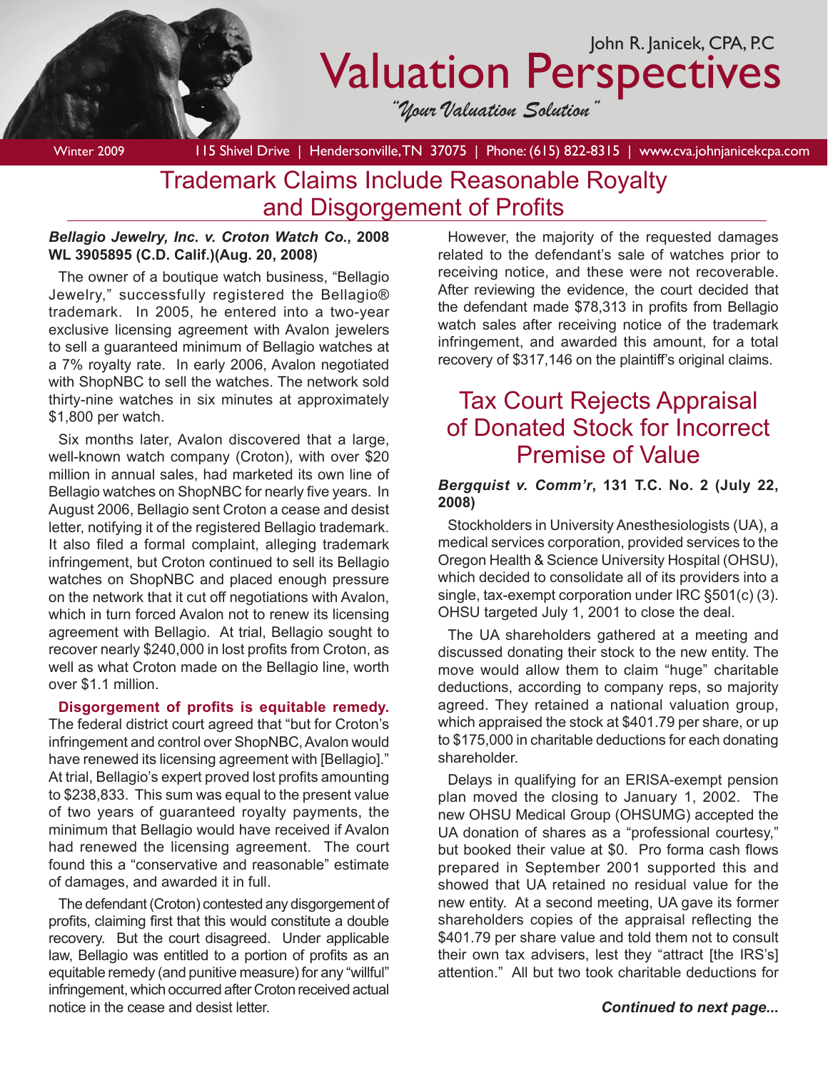John R. Janicek, CPA, P.C

# Valuation Perspectives

*"Your Valuation Solution"*

Winter 2009 | 115 Shivel Drive | Hendersonville, TN 37075 | Phone: (615) 822-8315 | www.cva.johnjanicekcpa.com

## Trademark Claims Include Reasonable Royalty and Disgorgement of Profits

***Bellagio Jewelry, Inc. v. Croton Watch Co.*, 2008 WL 3905895 (C.D. Calif.)(Aug. 20, 2008)**

The owner of a boutique watch business, "Bellagio Jewelry," successfully registered the Bellagio® trademark. In 2005, he entered into a two-year exclusive licensing agreement with Avalon jewelers to sell a guaranteed minimum of Bellagio watches at a 7% royalty rate. In early 2006, Avalon negotiated with ShopNBC to sell the watches. The network sold thirty-nine watches in six minutes at approximately $1,800 per watch.

Six months later, Avalon discovered that a large, well-known watch company (Croton), with over $20 million in annual sales, had marketed its own line of Bellagio watches on ShopNBC for nearly five years. In August 2006, Bellagio sent Croton a cease and desist letter, notifying it of the registered Bellagio trademark. It also filed a formal complaint, alleging trademark infringement, but Croton continued to sell its Bellagio watches on ShopNBC and placed enough pressure on the network that it cut off negotiations with Avalon, which in turn forced Avalon not to renew its licensing agreement with Bellagio. At trial, Bellagio sought to recover nearly $240,000 in lost profits from Croton, as well as what Croton made on the Bellagio line, worth over $1.1 million.

**Disgorgement of profits is equitable remedy.** The federal district court agreed that "but for Croton's infringement and control over ShopNBC, Avalon would have renewed its licensing agreement with [Bellagio]." At trial, Bellagio's expert proved lost profits amounting to $238,833. This sum was equal to the present value of two years of guaranteed royalty payments, the minimum that Bellagio would have received if Avalon had renewed the licensing agreement. The court found this a "conservative and reasonable" estimate of damages, and awarded it in full.

The defendant (Croton) contested any disgorgement of profits, claiming first that this would constitute a double recovery. But the court disagreed. Under applicable law, Bellagio was entitled to a portion of profits as an equitable remedy (and punitive measure) for any "willful" infringement, which occurred after Croton received actual notice in the cease and desist letter.

However, the majority of the requested damages related to the defendant's sale of watches prior to receiving notice, and these were not recoverable. After reviewing the evidence, the court decided that the defendant made $78,313 in profits from Bellagio watch sales after receiving notice of the trademark infringement, and awarded this amount, for a total recovery of $317,146 on the plaintiff's original claims.

## Tax Court Rejects Appraisal of Donated Stock for Incorrect Premise of Value

***Bergquist v. Comm'r*, 131 T.C. No. 2 (July 22, 2008)**

Stockholders in University Anesthesiologists (UA), a medical services corporation, provided services to the Oregon Health & Science University Hospital (OHSU), which decided to consolidate all of its providers into a single, tax-exempt corporation under IRC §501(c) (3). OHSU targeted July 1, 2001 to close the deal.

The UA shareholders gathered at a meeting and discussed donating their stock to the new entity. The move would allow them to claim "huge" charitable deductions, according to company reps, so majority agreed. They retained a national valuation group, which appraised the stock at $401.79 per share, or up to $175,000 in charitable deductions for each donating shareholder.

Delays in qualifying for an ERISA-exempt pension plan moved the closing to January 1, 2002. The new OHSU Medical Group (OHSUMG) accepted the UA donation of shares as a "professional courtesy," but booked their value at $0. Pro forma cash flows prepared in September 2001 supported this and showed that UA retained no residual value for the new entity. At a second meeting, UA gave its former shareholders copies of the appraisal reflecting the $401.79 per share value and told them not to consult their own tax advisers, lest they "attract [the IRS's] attention." All but two took charitable deductions for

***Continued to next page...***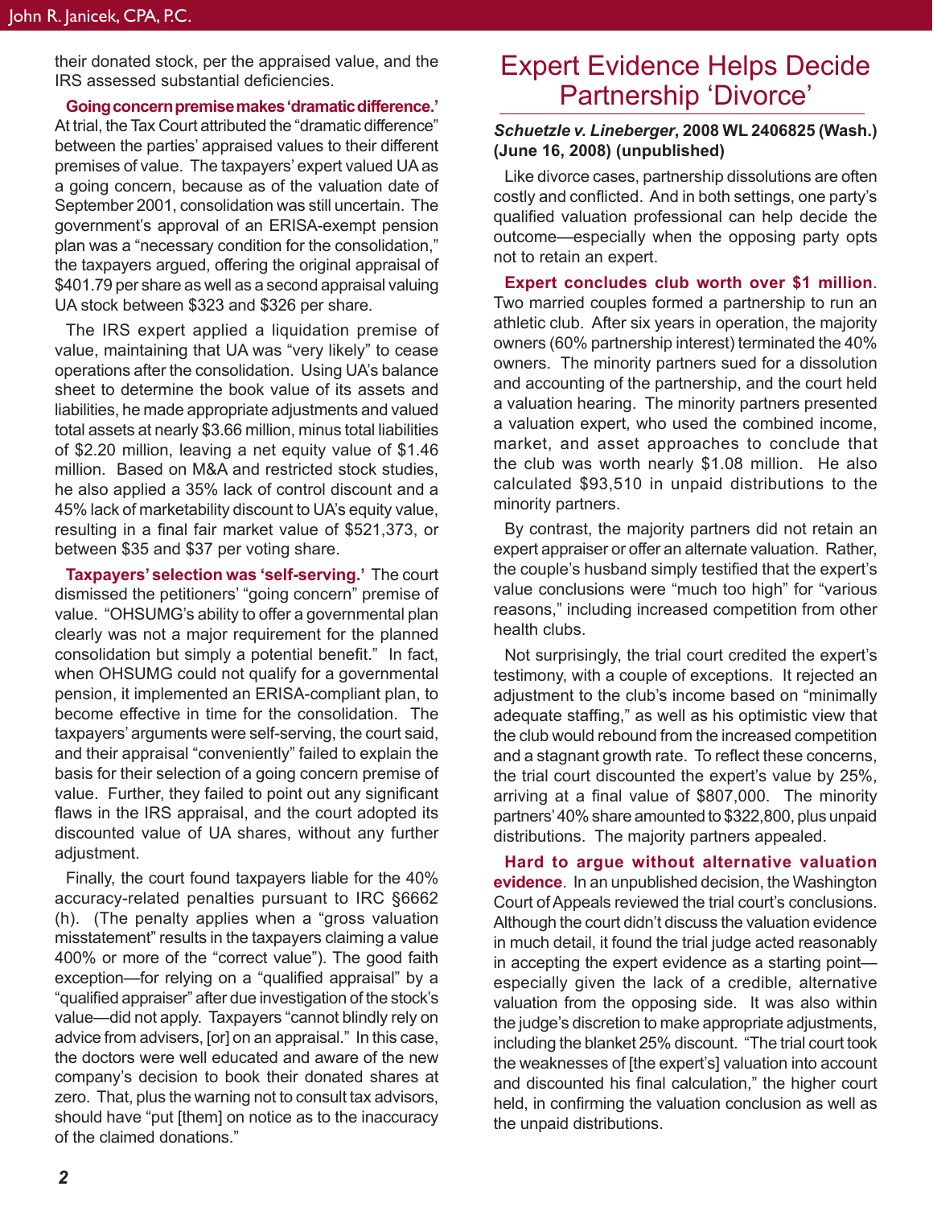their donated stock, per the appraised value, and the IRS assessed substantial deficiencies.

**Going concern premise makes 'dramatic difference.'** At trial, the Tax Court attributed the "dramatic difference" between the parties' appraised values to their different premises of value. The taxpayers' expert valued UA as a going concern, because as of the valuation date of September 2001, consolidation was still uncertain. The government's approval of an ERISA-exempt pension plan was a "necessary condition for the consolidation," the taxpayers argued, offering the original appraisal of $401.79 per share as well as a second appraisal valuing UA stock between $323 and $326 per share.

The IRS expert applied a liquidation premise of value, maintaining that UA was "very likely" to cease operations after the consolidation. Using UA's balance sheet to determine the book value of its assets and liabilities, he made appropriate adjustments and valued total assets at nearly $3.66 million, minus total liabilities of $2.20 million, leaving a net equity value of $1.46 million. Based on M&A and restricted stock studies, he also applied a 35% lack of control discount and a 45% lack of marketability discount to UA's equity value, resulting in a final fair market value of $521,373, or between $35 and $37 per voting share.

**Taxpayers' selection was 'self-serving.'** The court dismissed the petitioners' "going concern" premise of value. "OHSUMG's ability to offer a governmental plan clearly was not a major requirement for the planned consolidation but simply a potential benefit." In fact, when OHSUMG could not qualify for a governmental pension, it implemented an ERISA-compliant plan, to become effective in time for the consolidation. The taxpayers' arguments were self-serving, the court said, and their appraisal "conveniently" failed to explain the basis for their selection of a going concern premise of value. Further, they failed to point out any significant flaws in the IRS appraisal, and the court adopted its discounted value of UA shares, without any further adjustment.

Finally, the court found taxpayers liable for the 40% accuracy-related penalties pursuant to IRC §6662 (h). (The penalty applies when a "gross valuation misstatement" results in the taxpayers claiming a value 400% or more of the "correct value"). The good faith exception—for relying on a "qualified appraisal" by a "qualified appraiser" after due investigation of the stock's value—did not apply. Taxpayers "cannot blindly rely on advice from advisers, [or] on an appraisal." In this case, the doctors were well educated and aware of the new company's decision to book their donated shares at zero. That, plus the warning not to consult tax advisors, should have "put [them] on notice as to the inaccuracy of the claimed donations."

# Expert Evidence Helps Decide Partnership 'Divorce'

***Schuetzle v. Lineberger*, 2008 WL 2406825 (Wash.) (June 16, 2008) (unpublished)**

Like divorce cases, partnership dissolutions are often costly and conflicted. And in both settings, one party's qualified valuation professional can help decide the outcome—especially when the opposing party opts not to retain an expert.

**Expert concludes club worth over $1 million.** Two married couples formed a partnership to run an athletic club. After six years in operation, the majority owners (60% partnership interest) terminated the 40% owners. The minority partners sued for a dissolution and accounting of the partnership, and the court held a valuation hearing. The minority partners presented a valuation expert, who used the combined income, market, and asset approaches to conclude that the club was worth nearly $1.08 million. He also calculated $93,510 in unpaid distributions to the minority partners.

By contrast, the majority partners did not retain an expert appraiser or offer an alternate valuation. Rather, the couple's husband simply testified that the expert's value conclusions were "much too high" for "various reasons," including increased competition from other health clubs.

Not surprisingly, the trial court credited the expert's testimony, with a couple of exceptions. It rejected an adjustment to the club's income based on "minimally adequate staffing," as well as his optimistic view that the club would rebound from the increased competition and a stagnant growth rate. To reflect these concerns, the trial court discounted the expert's value by 25%, arriving at a final value of $807,000. The minority partners' 40% share amounted to $322,800, plus unpaid distributions. The majority partners appealed.

**Hard to argue without alternative valuation evidence.** In an unpublished decision, the Washington Court of Appeals reviewed the trial court's conclusions. Although the court didn't discuss the valuation evidence in much detail, it found the trial judge acted reasonably in accepting the expert evidence as a starting point—especially given the lack of a credible, alternative valuation from the opposing side. It was also within the judge's discretion to make appropriate adjustments, including the blanket 25% discount. "The trial court took the weaknesses of [the expert's] valuation into account and discounted his final calculation," the higher court held, in confirming the valuation conclusion as well as the unpaid distributions.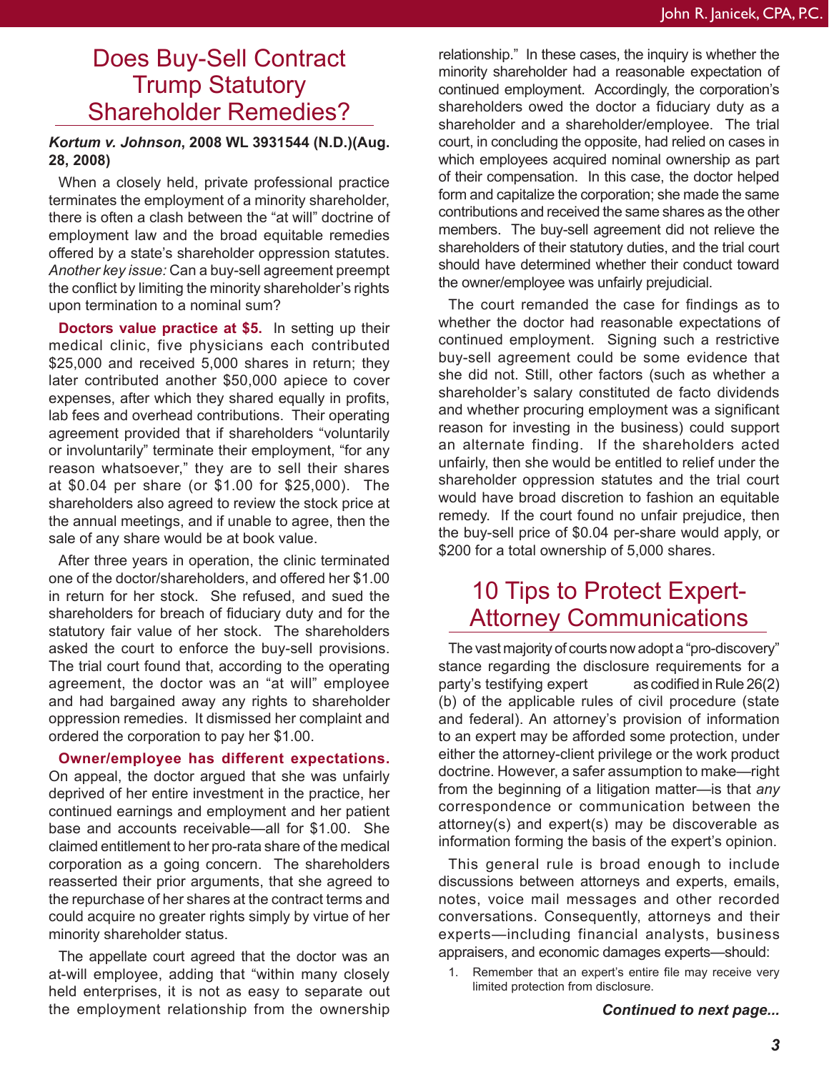## Does Buy-Sell Contract Trump Statutory Shareholder Remedies?

***Kortum v. Johnson*, 2008 WL 3931544 (N.D.)(Aug. 28, 2008)**

When a closely held, private professional practice terminates the employment of a minority shareholder, there is often a clash between the "at will" doctrine of employment law and the broad equitable remedies offered by a state's shareholder oppression statutes. *Another key issue:* Can a buy-sell agreement preempt the conflict by limiting the minority shareholder's rights upon termination to a nominal sum?

**Doctors value practice at $5.** In setting up their medical clinic, five physicians each contributed $25,000 and received 5,000 shares in return; they later contributed another $50,000 apiece to cover expenses, after which they shared equally in profits, lab fees and overhead contributions. Their operating agreement provided that if shareholders "voluntarily or involuntarily" terminate their employment, "for any reason whatsoever," they are to sell their shares at $0.04 per share (or $1.00 for $25,000). The shareholders also agreed to review the stock price at the annual meetings, and if unable to agree, then the sale of any share would be at book value.

After three years in operation, the clinic terminated one of the doctor/shareholders, and offered her $1.00 in return for her stock. She refused, and sued the shareholders for breach of fiduciary duty and for the statutory fair value of her stock. The shareholders asked the court to enforce the buy-sell provisions. The trial court found that, according to the operating agreement, the doctor was an "at will" employee and had bargained away any rights to shareholder oppression remedies. It dismissed her complaint and ordered the corporation to pay her $1.00.

**Owner/employee has different expectations.** On appeal, the doctor argued that she was unfairly deprived of her entire investment in the practice, her continued earnings and employment and her patient base and accounts receivable—all for $1.00. She claimed entitlement to her pro-rata share of the medical corporation as a going concern. The shareholders reasserted their prior arguments, that she agreed to the repurchase of her shares at the contract terms and could acquire no greater rights simply by virtue of her minority shareholder status.

The appellate court agreed that the doctor was an at-will employee, adding that "within many closely held enterprises, it is not as easy to separate out the employment relationship from the ownership relationship." In these cases, the inquiry is whether the minority shareholder had a reasonable expectation of continued employment. Accordingly, the corporation's shareholders owed the doctor a fiduciary duty as a shareholder and a shareholder/employee. The trial court, in concluding the opposite, had relied on cases in which employees acquired nominal ownership as part of their compensation. In this case, the doctor helped form and capitalize the corporation; she made the same contributions and received the same shares as the other members. The buy-sell agreement did not relieve the shareholders of their statutory duties, and the trial court should have determined whether their conduct toward the owner/employee was unfairly prejudicial.

The court remanded the case for findings as to whether the doctor had reasonable expectations of continued employment. Signing such a restrictive buy-sell agreement could be some evidence that she did not. Still, other factors (such as whether a shareholder's salary constituted de facto dividends and whether procuring employment was a significant reason for investing in the business) could support an alternate finding. If the shareholders acted unfairly, then she would be entitled to relief under the shareholder oppression statutes and the trial court would have broad discretion to fashion an equitable remedy. If the court found no unfair prejudice, then the buy-sell price of $0.04 per-share would apply, or $200 for a total ownership of 5,000 shares.

## 10 Tips to Protect Expert-Attorney Communications

The vast majority of courts now adopt a "pro-discovery" stance regarding the disclosure requirements for a party's testifying expert as codified in Rule 26(2)(b) of the applicable rules of civil procedure (state and federal). An attorney's provision of information to an expert may be afforded some protection, under either the attorney-client privilege or the work product doctrine. However, a safer assumption to make—right from the beginning of a litigation matter—is that *any* correspondence or communication between the attorney(s) and expert(s) may be discoverable as information forming the basis of the expert's opinion.

This general rule is broad enough to include discussions between attorneys and experts, emails, notes, voice mail messages and other recorded conversations. Consequently, attorneys and their experts—including financial analysts, business appraisers, and economic damages experts—should:

1. Remember that an expert's entire file may receive very limited protection from disclosure.

***Continued to next page...***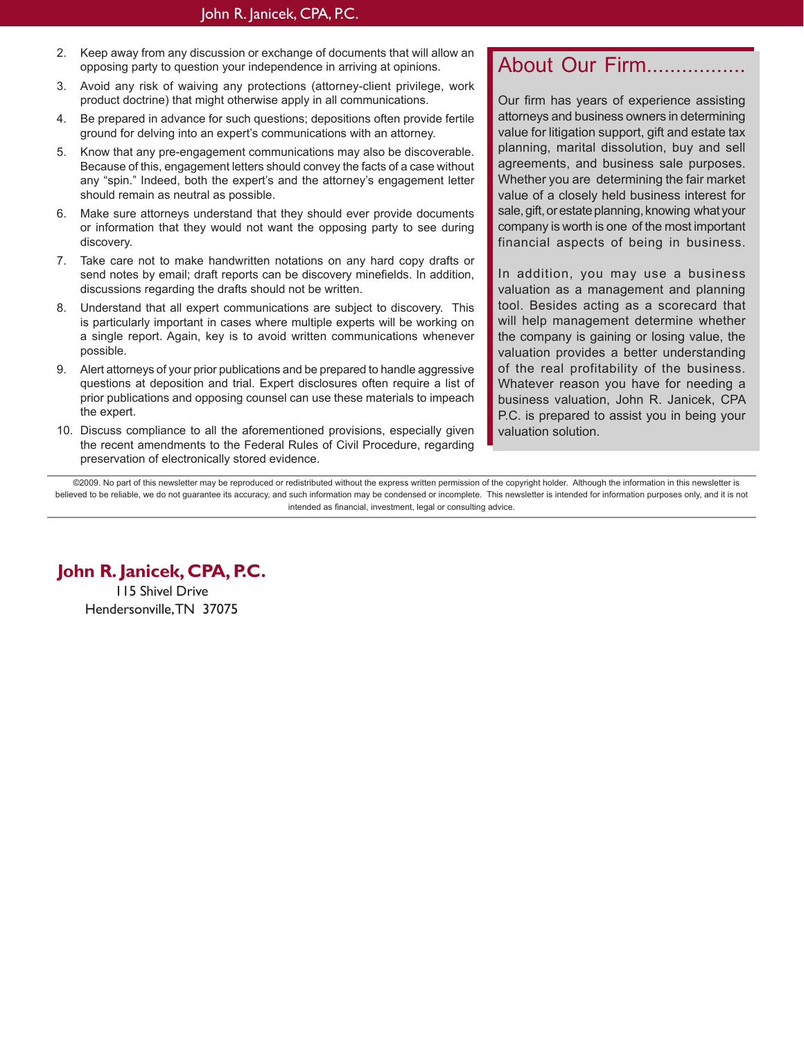2. Keep away from any discussion or exchange of documents that will allow an opposing party to question your independence in arriving at opinions.
3. Avoid any risk of waiving any protections (attorney-client privilege, work product doctrine) that might otherwise apply in all communications.
4. Be prepared in advance for such questions; depositions often provide fertile ground for delving into an expert's communications with an attorney.
5. Know that any pre-engagement communications may also be discoverable. Because of this, engagement letters should convey the facts of a case without any "spin." Indeed, both the expert's and the attorney's engagement letter should remain as neutral as possible.
6. Make sure attorneys understand that they should ever provide documents or information that they would not want the opposing party to see during discovery.
7. Take care not to make handwritten notations on any hard copy drafts or send notes by email; draft reports can be discovery minefields. In addition, discussions regarding the drafts should not be written.
8. Understand that all expert communications are subject to discovery. This is particularly important in cases where multiple experts will be working on a single report. Again, key is to avoid written communications whenever possible.
9. Alert attorneys of your prior publications and be prepared to handle aggressive questions at deposition and trial. Expert disclosures often require a list of prior publications and opposing counsel can use these materials to impeach the expert.
10. Discuss compliance to all the aforementioned provisions, especially given the recent amendments to the Federal Rules of Civil Procedure, regarding preservation of electronically stored evidence.

## About Our Firm.................

Our firm has years of experience assisting attorneys and business owners in determining value for litigation support, gift and estate tax planning, marital dissolution, buy and sell agreements, and business sale purposes. Whether you are determining the fair market value of a closely held business interest for sale, gift, or estate planning, knowing what your company is worth is one of the most important financial aspects of being in business.

In addition, you may use a business valuation as a management and planning tool. Besides acting as a scorecard that will help management determine whether the company is gaining or losing value, the valuation provides a better understanding of the real profitability of the business. Whatever reason you have for needing a business valuation, John R. Janicek, CPA P.C. is prepared to assist you in being your valuation solution.

©2009. No part of this newsletter may be reproduced or redistributed without the express written permission of the copyright holder. Although the information in this newsletter is believed to be reliable, we do not guarantee its accuracy, and such information may be condensed or incomplete. This newsletter is intended for information purposes only, and it is not intended as financial, investment, legal or consulting advice.

**John R. Janicek, CPA, P.C.**
115 Shivel Drive
Hendersonville, TN 37075